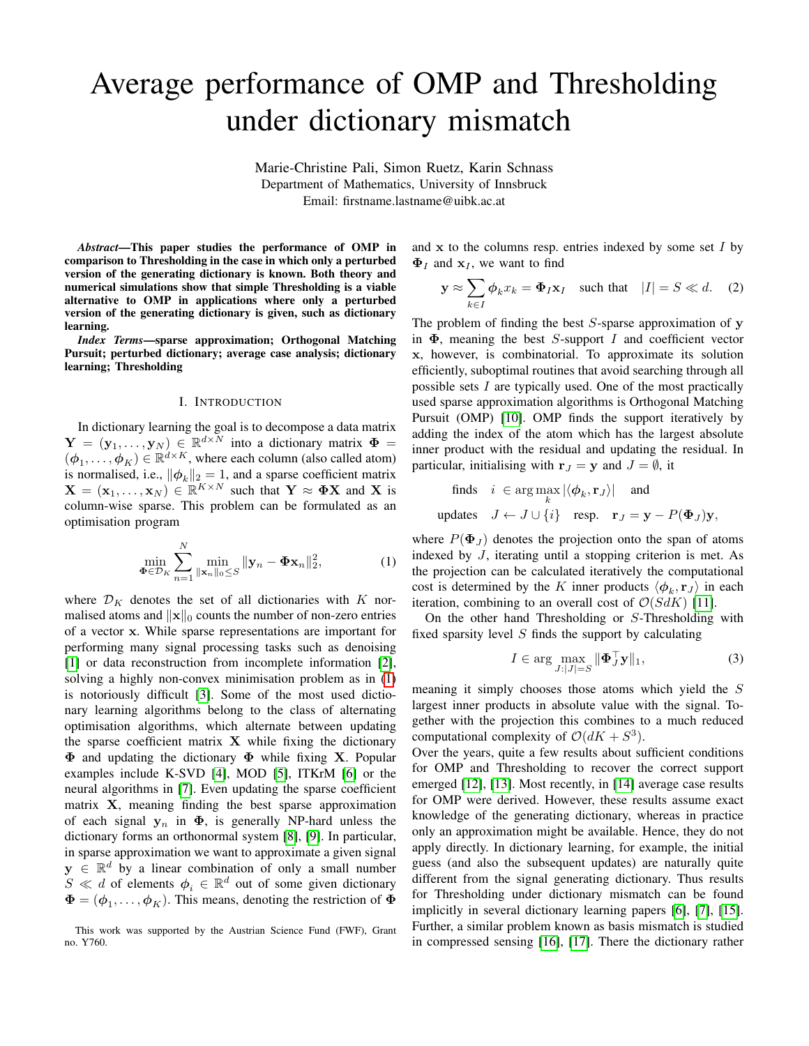# Average performance of OMP and Thresholding under dictionary mismatch

Marie-Christine Pali, Simon Ruetz, Karin Schnass
Department of Mathematics, University of Innsbruck
Email: firstname.lastname@uibk.ac.at

***Abstract*—This paper studies the performance of OMP in comparison to Thresholding in the case in which only a perturbed version of the generating dictionary is known. Both theory and numerical simulations show that simple Thresholding is a viable alternative to OMP in applications where only a perturbed version of the generating dictionary is given, such as dictionary learning.**

***Index Terms*—sparse approximation; Orthogonal Matching Pursuit; perturbed dictionary; average case analysis; dictionary learning; Thresholding**

## I. Introduction

In dictionary learning the goal is to decompose a data matrix $\mathbf{Y} = (\mathbf{y}_1, \ldots, \mathbf{y}_N) \in \mathbb{R}^{d \times N}$ into a dictionary matrix $\mathbf{\Phi} = (\boldsymbol{\phi}_1, \ldots, \boldsymbol{\phi}_K) \in \mathbb{R}^{d \times K}$, where each column (also called atom) is normalised, i.e., $\|\boldsymbol{\phi}_k\|_2 = 1$, and a sparse coefficient matrix $\mathbf{X} = (\mathbf{x}_1, \ldots, \mathbf{x}_N) \in \mathbb{R}^{K \times N}$ such that $\mathbf{Y} \approx \mathbf{\Phi}\mathbf{X}$ and $\mathbf{X}$ is column-wise sparse. This problem can be formulated as an optimisation program

$$\min_{\mathbf{\Phi} \in \mathcal{D}_K} \sum_{n=1}^{N} \min_{\|\mathbf{x}_n\|_0 \leq S} \|\mathbf{y}_n - \mathbf{\Phi}\mathbf{x}_n\|_2^2, \tag{1}$$

where $\mathcal{D}_K$ denotes the set of all dictionaries with $K$ normalised atoms and $\|\mathbf{x}\|_0$ counts the number of non-zero entries of a vector $\mathbf{x}$. While sparse representations are important for performing many signal processing tasks such as denoising [1] or data reconstruction from incomplete information [2], solving a highly non-convex minimisation problem as in (1) is notoriously difficult [3]. Some of the most used dictionary learning algorithms belong to the class of alternating optimisation algorithms, which alternate between updating the sparse coefficient matrix $\mathbf{X}$ while fixing the dictionary $\mathbf{\Phi}$ and updating the dictionary $\mathbf{\Phi}$ while fixing $\mathbf{X}$. Popular examples include K-SVD [4], MOD [5], ITKrM [6] or the neural algorithms in [7]. Even updating the sparse coefficient matrix $\mathbf{X}$, meaning finding the best sparse approximation of each signal $\mathbf{y}_n$ in $\mathbf{\Phi}$, is generally NP-hard unless the dictionary forms an orthonormal system [8], [9]. In particular, in sparse approximation we want to approximate a given signal $\mathbf{y} \in \mathbb{R}^d$ by a linear combination of only a small number $S \ll d$ of elements $\boldsymbol{\phi}_i \in \mathbb{R}^d$ out of some given dictionary $\mathbf{\Phi} = (\boldsymbol{\phi}_1, \ldots, \boldsymbol{\phi}_K)$. This means, denoting the restriction of $\mathbf{\Phi}$ and $\mathbf{x}$ to the columns resp. entries indexed by some set $I$ by $\mathbf{\Phi}_I$ and $\mathbf{x}_I$, we want to find

$$\mathbf{y} \approx \sum_{k \in I} \boldsymbol{\phi}_k x_k = \mathbf{\Phi}_I \mathbf{x}_I \quad \text{such that} \quad |I| = S \ll d. \tag{2}$$

The problem of finding the best $S$-sparse approximation of $\mathbf{y}$ in $\mathbf{\Phi}$, meaning the best $S$-support $I$ and coefficient vector $\mathbf{x}$, however, is combinatorial. To approximate its solution efficiently, suboptimal routines that avoid searching through all possible sets $I$ are typically used. One of the most practically used sparse approximation algorithms is Orthogonal Matching Pursuit (OMP) [10]. OMP finds the support iteratively by adding the index of the atom which has the largest absolute inner product with the residual and updating the residual. In particular, initialising with $\mathbf{r}_J = \mathbf{y}$ and $J = \emptyset$, it

$$\begin{aligned} \text{finds} \quad & i \in \arg\max_k |\langle \boldsymbol{\phi}_k, \mathbf{r}_J \rangle| \quad \text{and} \\ \text{updates} \quad & J \leftarrow J \cup \{i\} \quad \text{resp.} \quad \mathbf{r}_J = \mathbf{y} - P(\mathbf{\Phi}_J)\mathbf{y}, \end{aligned}$$

where $P(\mathbf{\Phi}_J)$ denotes the projection onto the span of atoms indexed by $J$, iterating until a stopping criterion is met. As the projection can be calculated iteratively the computational cost is determined by the $K$ inner products $\langle \boldsymbol{\phi}_k, \mathbf{r}_J \rangle$ in each iteration, combining to an overall cost of $\mathcal{O}(SdK)$ [11].

On the other hand Thresholding or $S$-Thresholding with fixed sparsity level $S$ finds the support by calculating

$$I \in \arg\max_{J:|J|=S} \|\mathbf{\Phi}_J^\top \mathbf{y}\|_1, \tag{3}$$

meaning it simply chooses those atoms which yield the $S$ largest inner products in absolute value with the signal. Together with the projection this combines to a much reduced computational complexity of $\mathcal{O}(dK + S^3)$.

Over the years, quite a few results about sufficient conditions for OMP and Thresholding to recover the correct support emerged [12], [13]. Most recently, in [14] average case results for OMP were derived. However, these results assume exact knowledge of the generating dictionary, whereas in practice only an approximation might be available. Hence, they do not apply directly. In dictionary learning, for example, the initial guess (and also the subsequent updates) are naturally quite different from the signal generating dictionary. Thus results for Thresholding under dictionary mismatch can be found implicitly in several dictionary learning papers [6], [7], [15]. Further, a similar problem known as basis mismatch is studied in compressed sensing [16], [17]. There the dictionary rather

This work was supported by the Austrian Science Fund (FWF), Grant no. Y760.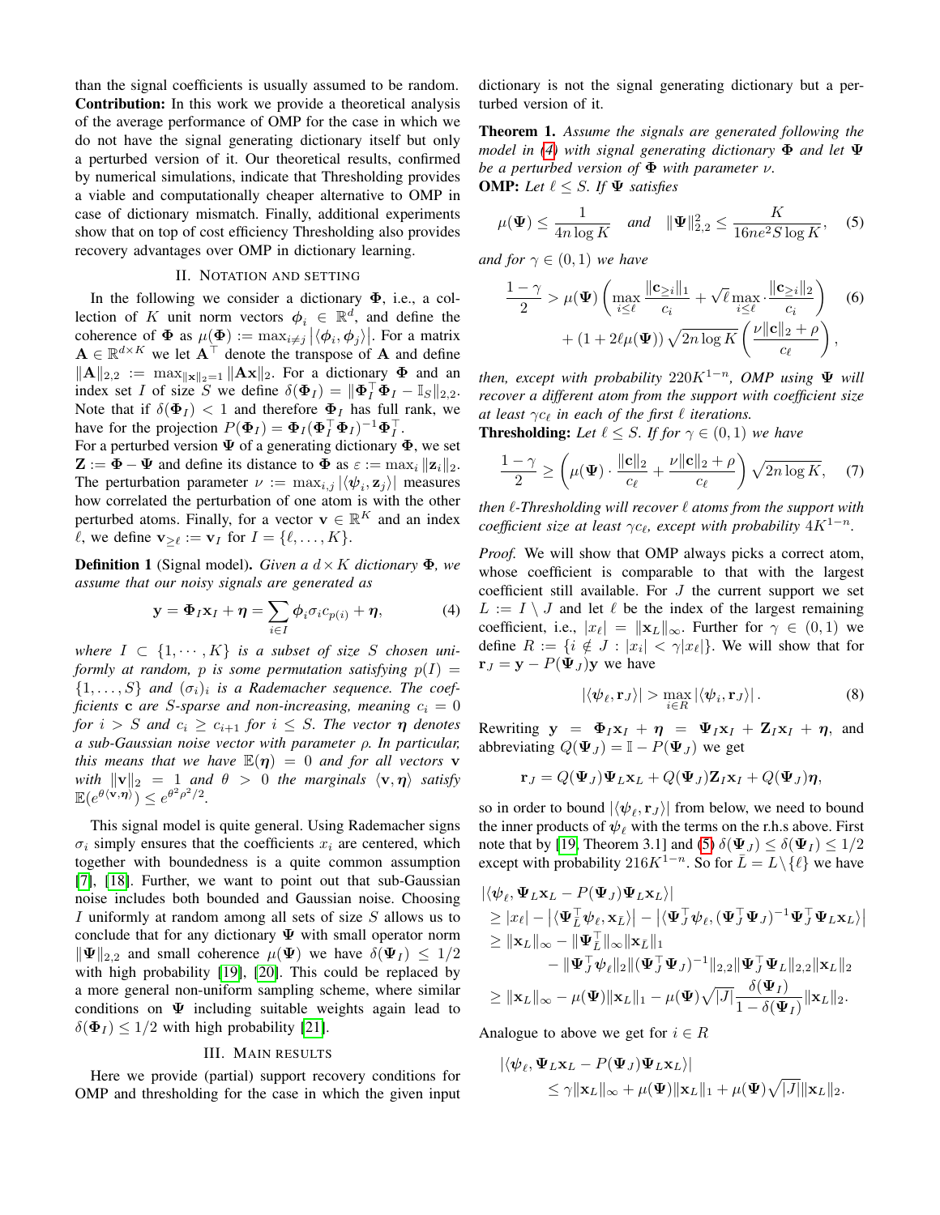than the signal coefficients is usually assumed to be random. **Contribution:** In this work we provide a theoretical analysis of the average performance of OMP for the case in which we do not have the signal generating dictionary itself but only a perturbed version of it. Our theoretical results, confirmed by numerical simulations, indicate that Thresholding provides a viable and computationally cheaper alternative to OMP in case of dictionary mismatch. Finally, additional experiments show that on top of cost efficiency Thresholding also provides recovery advantages over OMP in dictionary learning.

## II. Notation and Setting

In the following we consider a dictionary $\mathbf{\Phi}$, i.e., a collection of $K$ unit norm vectors $\boldsymbol{\phi}_i \in \mathbb{R}^d$, and define the coherence of $\mathbf{\Phi}$ as $\mu(\mathbf{\Phi}) := \max_{i \neq j} |\langle \boldsymbol{\phi}_i, \boldsymbol{\phi}_j \rangle|$. For a matrix $\mathbf{A} \in \mathbb{R}^{d \times K}$ we let $\mathbf{A}^\top$ denote the transpose of $\mathbf{A}$ and define $\|\mathbf{A}\|_{2,2} := \max_{\|\mathbf{x}\|_2 = 1} \|\mathbf{A}\mathbf{x}\|_2$. For a dictionary $\mathbf{\Phi}$ and an index set $I$ of size $S$ we define $\delta(\mathbf{\Phi}_I) = \|\mathbf{\Phi}_I^\top \mathbf{\Phi}_I - \mathbb{I}_S\|_{2,2}$. Note that if $\delta(\mathbf{\Phi}_I) < 1$ and therefore $\mathbf{\Phi}_I$ has full rank, we have for the projection $P(\mathbf{\Phi}_I) = \mathbf{\Phi}_I(\mathbf{\Phi}_I^\top \mathbf{\Phi}_I)^{-1}\mathbf{\Phi}_I^\top$.
For a perturbed version $\mathbf{\Psi}$ of a generating dictionary $\mathbf{\Phi}$, we set $\mathbf{Z} := \mathbf{\Phi} - \mathbf{\Psi}$ and define its distance to $\mathbf{\Phi}$ as $\varepsilon := \max_i \|\mathbf{z}_i\|_2$. The perturbation parameter $\nu := \max_{i,j} |\langle \boldsymbol{\psi}_i, \mathbf{z}_j \rangle|$ measures how correlated the perturbation of one atom is with the other perturbed atoms. Finally, for a vector $\mathbf{v} \in \mathbb{R}^K$ and an index $\ell$, we define $\mathbf{v}_{\geq \ell} := \mathbf{v}_I$ for $I = \{\ell, \dots, K\}$.

**Definition 1** (Signal model)**.** *Given a $d \times K$ dictionary $\mathbf{\Phi}$, we assume that our noisy signals are generated as*

$$\mathbf{y} = \mathbf{\Phi}_I \mathbf{x}_I + \boldsymbol{\eta} = \sum_{i \in I} \boldsymbol{\phi}_i \sigma_i c_{p(i)} + \boldsymbol{\eta}, \tag{4}$$

*where $I \subset \{1, \cdots, K\}$ is a subset of size $S$ chosen uniformly at random, $p$ is some permutation satisfying $p(I) = \{1, \dots, S\}$ and $(\sigma_i)_i$ is a Rademacher sequence. The coefficients $\mathbf{c}$ are $S$-sparse and non-increasing, meaning $c_i = 0$ for $i > S$ and $c_i \geq c_{i+1}$ for $i \leq S$. The vector $\boldsymbol{\eta}$ denotes a sub-Gaussian noise vector with parameter $\rho$. In particular, this means that we have $\mathbb{E}(\boldsymbol{\eta}) = 0$ and for all vectors $\mathbf{v}$ with $\|\mathbf{v}\|_2 = 1$ and $\theta > 0$ the marginals $\langle \mathbf{v}, \boldsymbol{\eta} \rangle$ satisfy $\mathbb{E}(e^{\theta \langle \mathbf{v}, \boldsymbol{\eta} \rangle}) \leq e^{\theta^2 \rho^2 / 2}$.*

This signal model is quite general. Using Rademacher signs $\sigma_i$ simply ensures that the coefficients $x_i$ are centered, which together with boundedness is a quite common assumption [7], [18]. Further, we want to point out that sub-Gaussian noise includes both bounded and Gaussian noise. Choosing $I$ uniformly at random among all sets of size $S$ allows us to conclude that for any dictionary $\mathbf{\Psi}$ with small operator norm $\|\mathbf{\Psi}\|_{2,2}$ and small coherence $\mu(\mathbf{\Psi})$ we have $\delta(\mathbf{\Psi}_I) \leq 1/2$ with high probability [19], [20]. This could be replaced by a more general non-uniform sampling scheme, where similar conditions on $\mathbf{\Psi}$ including suitable weights again lead to $\delta(\mathbf{\Phi}_I) \leq 1/2$ with high probability [21].

## III. Main Results

Here we provide (partial) support recovery conditions for OMP and thresholding for the case in which the given input dictionary is not the signal generating dictionary but a perturbed version of it.

**Theorem 1.** *Assume the signals are generated following the model in (4) with signal generating dictionary $\mathbf{\Phi}$ and let $\mathbf{\Psi}$ be a perturbed version of $\mathbf{\Phi}$ with parameter $\nu$.*
**OMP:** *Let $\ell \leq S$. If $\mathbf{\Psi}$ satisfies*

$$\mu(\mathbf{\Psi}) \leq \frac{1}{4n \log K} \quad \text{and} \quad \|\mathbf{\Psi}\|_{2,2}^2 \leq \frac{K}{16ne^2 S \log K}, \tag{5}$$

*and for $\gamma \in (0,1)$ we have*

$$\begin{aligned}\frac{1-\gamma}{2} > \mu(\mathbf{\Psi}) \left( \max_{i \leq \ell} \frac{\|\mathbf{c}_{\geq i}\|_1}{c_i} + \sqrt{\ell} \max_{i \leq \ell} \frac{\|\mathbf{c}_{\geq i}\|_2}{c_i} \right) \\ + (1 + 2\ell\mu(\mathbf{\Psi}))\sqrt{2n \log K} \left( \frac{\nu \|\mathbf{c}\|_2 + \rho}{c_\ell} \right),\end{aligned} \tag{6}$$

*then, except with probability $220K^{1-n}$, OMP using $\mathbf{\Psi}$ will recover a different atom from the support with coefficient size at least $\gamma c_\ell$ in each of the first $\ell$ iterations.*
**Thresholding:** *Let $\ell \leq S$. If for $\gamma \in (0,1)$ we have*

$$\frac{1-\gamma}{2} \geq \left( \mu(\mathbf{\Psi}) \cdot \frac{\|\mathbf{c}\|_2}{c_\ell} + \frac{\nu \|\mathbf{c}\|_2 + \rho}{c_\ell} \right) \sqrt{2n \log K}, \tag{7}$$

*then $\ell$-Thresholding will recover $\ell$ atoms from the support with coefficient size at least $\gamma c_\ell$, except with probability $4K^{1-n}$.*

*Proof.* We will show that OMP always picks a correct atom, whose coefficient is comparable to that with the largest coefficient still available. For $J$ the current support we set $L := I \setminus J$ and let $\ell$ be the index of the largest remaining coefficient, i.e., $|x_\ell| = \|\mathbf{x}_L\|_\infty$. Further for $\gamma \in (0,1)$ we define $R := \{i \notin J : |x_i| < \gamma |x_\ell|\}$. We will show that for $\mathbf{r}_J = \mathbf{y} - P(\mathbf{\Psi}_J)\mathbf{y}$ we have

$$|\langle \boldsymbol{\psi}_\ell, \mathbf{r}_J \rangle| > \max_{i \in R} |\langle \boldsymbol{\psi}_i, \mathbf{r}_J \rangle|. \tag{8}$$

Rewriting $\mathbf{y} = \mathbf{\Phi}_I \mathbf{x}_I + \boldsymbol{\eta} = \mathbf{\Psi}_I \mathbf{x}_I + \mathbf{Z}_I \mathbf{x}_I + \boldsymbol{\eta}$, and abbreviating $Q(\mathbf{\Psi}_J) = \mathbb{I} - P(\mathbf{\Psi}_J)$ we get

$$\mathbf{r}_J = Q(\mathbf{\Psi}_J)\mathbf{\Psi}_L \mathbf{x}_L + Q(\mathbf{\Psi}_J)\mathbf{Z}_I \mathbf{x}_I + Q(\mathbf{\Psi}_J)\boldsymbol{\eta},$$

so in order to bound $|\langle \boldsymbol{\psi}_\ell, \mathbf{r}_J \rangle|$ from below, we need to bound the inner products of $\boldsymbol{\psi}_\ell$ with the terms on the r.h.s above. First note that by [19] Theorem 3.1] and (5) $\delta(\mathbf{\Psi}_J) \leq \delta(\mathbf{\Psi}_I) \leq 1/2$ except with probability $216K^{1-n}$. So for $\bar{L} = L \setminus \{\ell\}$ we have

$$\begin{aligned}
&|\langle \boldsymbol{\psi}_\ell, \mathbf{\Psi}_L \mathbf{x}_L - P(\mathbf{\Psi}_J)\mathbf{\Psi}_L \mathbf{x}_L \rangle| \\
&\geq |x_\ell| - |\langle \mathbf{\Psi}_{\bar{L}}^\top \boldsymbol{\psi}_\ell, \mathbf{x}_{\bar{L}} \rangle| - |\langle \mathbf{\Psi}_J^\top \boldsymbol{\psi}_\ell, (\mathbf{\Psi}_J^\top \mathbf{\Psi}_J)^{-1} \mathbf{\Psi}_J^\top \mathbf{\Psi}_L \mathbf{x}_L \rangle| \\
&\geq \|\mathbf{x}_L\|_\infty - \|\mathbf{\Psi}_{\bar{L}}^\top\|_\infty \|\mathbf{x}_{\bar{L}}\|_1 \\
&\qquad - \|\mathbf{\Psi}_J^\top \boldsymbol{\psi}_\ell\|_2 \|(\mathbf{\Psi}_J^\top \mathbf{\Psi}_J)^{-1}\|_{2,2} \|\mathbf{\Psi}_J^\top \mathbf{\Psi}_L\|_{2,2} \|\mathbf{x}_L\|_2 \\
&\geq \|\mathbf{x}_L\|_\infty - \mu(\mathbf{\Psi})\|\mathbf{x}_L\|_1 - \mu(\mathbf{\Psi})\sqrt{|J|} \frac{\delta(\mathbf{\Psi}_I)}{1 - \delta(\mathbf{\Psi}_I)} \|\mathbf{x}_L\|_2.
\end{aligned}$$

Analogue to above we get for $i \in R$

$$\begin{aligned}
&|\langle \boldsymbol{\psi}_\ell, \mathbf{\Psi}_L \mathbf{x}_L - P(\mathbf{\Psi}_J)\mathbf{\Psi}_L \mathbf{x}_L \rangle| \\
&\qquad \leq \gamma \|\mathbf{x}_L\|_\infty + \mu(\mathbf{\Psi})\|\mathbf{x}_L\|_1 + \mu(\mathbf{\Psi})\sqrt{|J|}\|\mathbf{x}_L\|_2.
\end{aligned}$$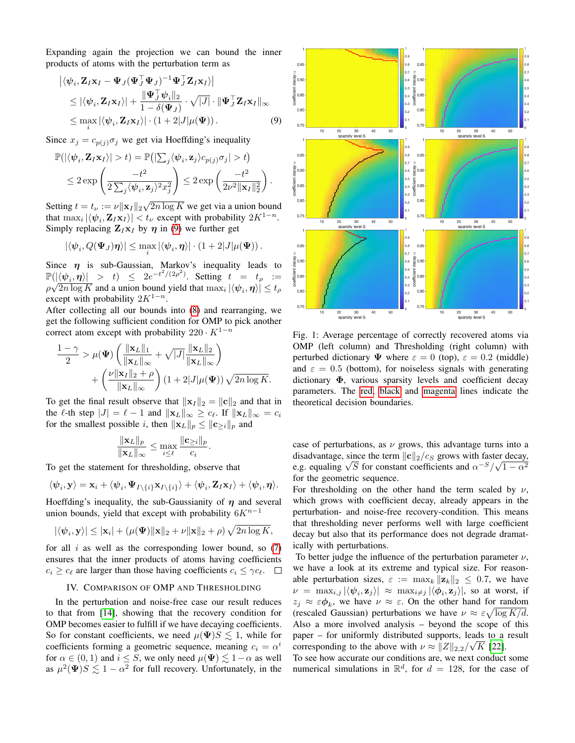Expanding again the projection we can bound the inner products of atoms with the perturbation term as

$$
\begin{aligned}
&\left|\langle \psi_i, \mathbf{Z}_I \mathbf{x}_I - \Psi_J(\Psi_J^\top \Psi_J)^{-1}\Psi_J^\top \mathbf{Z}_I \mathbf{x}_I\rangle\right| \\
&\leq |\langle \psi_i, \mathbf{Z}_I \mathbf{x}_I\rangle| + \frac{\|\Psi_J^\top \psi_i\|_2}{1-\delta(\Psi_J)} \cdot \sqrt{|J|} \cdot \|\Psi_J^\top \mathbf{Z}_I \mathbf{x}_I\|_\infty \\
&\leq \max_i |\langle \psi_i, \mathbf{Z}_I \mathbf{x}_I\rangle| \cdot (1 + 2|J|\mu(\Psi)). \qquad (9)
\end{aligned}
$$

Since $x_j = c_{p(j)}\sigma_j$ we get via Hoeffding's inequality

$$
\begin{aligned}
&\mathbb{P}(|\langle \psi_i, \mathbf{Z}_I \mathbf{x}_I\rangle| > t) = \mathbb{P}\big(|\textstyle\sum_j \langle \psi_i, \mathbf{z}_j\rangle c_{p(j)}\sigma_j| > t\big) \\
&\leq 2\exp\left(\frac{-t^2}{2\sum_j \langle \psi_i, \mathbf{z}_j\rangle^2 x_j^2}\right) \leq 2\exp\left(\frac{-t^2}{2\nu^2 \|\mathbf{x}_I\|_2^2}\right).
\end{aligned}
$$

Setting $t = t_\nu := \nu\|\mathbf{x}_I\|_2\sqrt{2n\log K}$ we get via a union bound that $\max_i |\langle \psi_i, \mathbf{Z}_I \mathbf{x}_I\rangle| < t_\nu$ except with probability $2K^{1-n}$. Simply replacing $\mathbf{Z}_I\mathbf{x}_I$ by $\boldsymbol{\eta}$ in (9) we further get

$$
|\langle \psi_i, Q(\Psi_J)\boldsymbol{\eta}\rangle| \leq \max_i |\langle \psi_i, \boldsymbol{\eta}\rangle| \cdot (1 + 2|J|\mu(\Psi)).
$$

Since $\boldsymbol{\eta}$ is sub-Gaussian, Markov's inequality leads to $\mathbb{P}(|\langle \psi_i, \boldsymbol{\eta}\rangle| > t) \leq 2e^{-t^2/(2\rho^2)}$. Setting $t = t_\rho := \rho\sqrt{2n\log K}$ and a union bound yield that $\max_i |\langle \psi_i, \boldsymbol{\eta}\rangle| \leq t_\rho$ except with probability $2K^{1-n}$.

After collecting all our bounds into (8) and rearranging, we get the following sufficient condition for OMP to pick another correct atom except with probability $220 \cdot K^{1-n}$

$$
\begin{aligned}
\frac{1-\gamma}{2} &> \mu(\Psi)\left(\frac{\|\mathbf{x}_L\|_1}{\|\mathbf{x}_L\|_\infty} + \sqrt{|J|}\frac{\|\mathbf{x}_L\|_2}{\|\mathbf{x}_L\|_\infty}\right) \\
&+ \left(\frac{\nu\|\mathbf{x}_I\|_2 + \rho}{\|\mathbf{x}_L\|_\infty}\right)(1 + 2|J|\mu(\Psi))\sqrt{2n\log K}.
\end{aligned}
$$

To get the final result observe that $\|\mathbf{x}_I\|_2 = \|\mathbf{c}\|_2$ and that in the $\ell$-th step $|J| = \ell - 1$ and $\|\mathbf{x}_L\|_\infty \geq c_\ell$. If $\|\mathbf{x}_L\|_\infty = c_i$ for the smallest possible $i$, then $\|\mathbf{x}_L\|_p \leq \|\mathbf{c}_{\geq i}\|_p$ and

$$
\frac{\|\mathbf{x}_L\|_p}{\|\mathbf{x}_L\|_\infty} \leq \max_{i \leq \ell} \frac{\|\mathbf{c}_{\geq i}\|_p}{c_i}.
$$

To get the statement for thresholding, observe that

$$
\langle \psi_i, \mathbf{y}\rangle = \mathbf{x}_i + \langle \psi_i, \Psi_{I\setminus\{i\}}\mathbf{x}_{I\setminus\{i\}}\rangle + \langle \psi_i, \mathbf{Z}_I\mathbf{x}_I\rangle + \langle \psi_i, \boldsymbol{\eta}\rangle.
$$

Hoeffding's inequality, the sub-Gaussianity of $\boldsymbol{\eta}$ and several union bounds, yield that except with probability $6K^{n-1}$

$$
|\langle \psi_i, \mathbf{y}\rangle| \leq |\mathbf{x}_i| + (\mu(\Psi)\|\mathbf{x}\|_2 + \nu\|\mathbf{x}\|_2 + \rho)\sqrt{2n\log K},
$$

for all $i$ as well as the corresponding lower bound, so (7) ensures that the inner products of atoms having coefficients $c_i \geq c_\ell$ are larger than those having coefficients $c_i \leq \gamma c_\ell$. □

## IV. Comparison of OMP and Thresholding

In the perturbation and noise-free case our result reduces to that from [14], showing that the recovery condition for OMP becomes easier to fulfill if we have decaying coefficients. So for constant coefficients, we need $\mu(\Psi)S \lesssim 1$, while for coefficients forming a geometric sequence, meaning $c_i = \alpha^i$ for $\alpha \in (0,1)$ and $i \leq S$, we only need $\mu(\Psi) \lesssim 1 - \alpha$ as well as $\mu^2(\Psi)S \lesssim 1 - \alpha^2$ for full recovery. Unfortunately, in the case of perturbations, as $\nu$ grows, this advantage turns into a disadvantage, since the term $\|\mathbf{c}\|_2/c_S$ grows with faster decay, e.g. equaling $\sqrt{S}$ for constant coefficients and $\alpha^{-S}/\sqrt{1-\alpha^2}$ for the geometric sequence.

For thresholding on the other hand the term scaled by $\nu$, which grows with coefficient decay, already appears in the perturbation- and noise-free recovery-condition. This means that thresholding never performs well with large coefficient decay but also that its performance does not degrade dramatically with perturbations.

To better judge the influence of the perturbation parameter $\nu$, we have a look at its extreme and typical size. For reasonable perturbation sizes, $\varepsilon := \max_k \|\mathbf{z}_k\|_2 \leq 0.7$, we have $\nu = \max_{i,j} |\langle \psi_i, \mathbf{z}_j\rangle| \approx \max_{i\neq j} |\langle \phi_i, \mathbf{z}_j\rangle|$, so at worst, if $z_j \approx \varepsilon\phi_k$, we have $\nu \approx \varepsilon$. On the other hand for random (rescaled Gaussian) perturbations we have $\nu \approx \varepsilon\sqrt{\log K/d}$. Also a more involved analysis – beyond the scope of this paper – for uniformly distributed supports, leads to a result corresponding to the above with $\nu \approx \|Z\|_{2,2}/\sqrt{K}$ [22].

To see how accurate our conditions are, we next conduct some numerical simulations in $\mathbb{R}^d$, for $d = 128$, for the case of

Fig. 1: Average percentage of correctly recovered atoms via OMP (left column) and Thresholding (right column) with perturbed dictionary $\Psi$ where $\varepsilon = 0$ (top), $\varepsilon = 0.2$ (middle) and $\varepsilon = 0.5$ (bottom), for noiseless signals with generating dictionary $\Phi$, various sparsity levels and coefficient decay parameters. The red, black and magenta lines indicate the theoretical decision boundaries.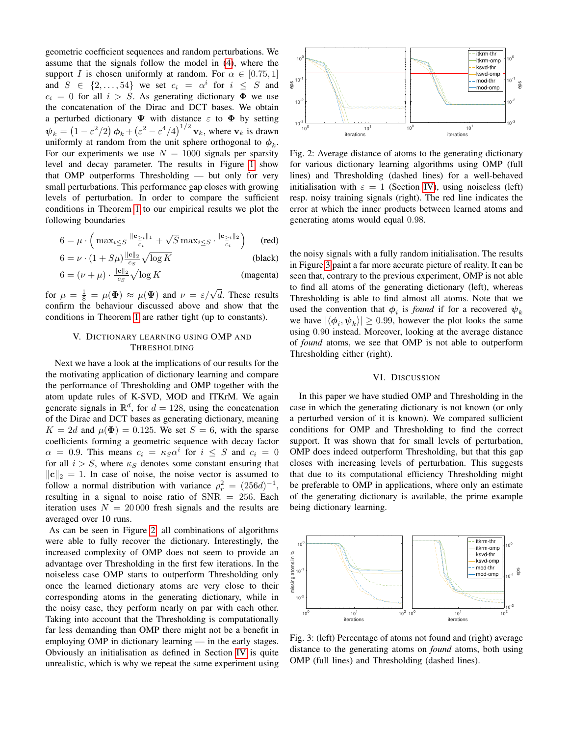geometric coefficient sequences and random perturbations. We assume that the signals follow the model in (4), where the support $I$ is chosen uniformly at random. For $\alpha \in [0.75, 1]$ and $S \in \{2, \dots, 54\}$ we set $c_i = \alpha^i$ for $i \leq S$ and $c_i = 0$ for all $i > S$. As generating dictionary $\mathbf{\Phi}$ we use the concatenation of the Dirac and DCT bases. We obtain a perturbed dictionary $\mathbf{\Psi}$ with distance $\varepsilon$ to $\mathbf{\Phi}$ by setting $\boldsymbol{\psi}_k = \left(1 - \varepsilon^2/2\right) \boldsymbol{\phi}_k + \left(\varepsilon^2 - \varepsilon^4/4\right)^{1/2} \mathbf{v}_k$, where $\mathbf{v}_k$ is drawn uniformly at random from the unit sphere orthogonal to $\boldsymbol{\phi}_k$. For our experiments we use $N = 1000$ signals per sparsity level and decay parameter. The results in Figure 1 show that OMP outperforms Thresholding — but only for very small perturbations. This performance gap closes with growing levels of perturbation. In order to compare the sufficient conditions in Theorem 1 to our empirical results we plot the following boundaries

$$6 = \mu \cdot \left( \max_{i \leq S} \frac{\|\mathbf{c}_{\geq i}\|_1}{c_i} + \sqrt{S} \max_{i \leq S} \cdot \frac{\|\mathbf{c}_{\geq i}\|_2}{c_i} \right) \qquad \text{(red)}$$

$$6 = \nu \cdot (1 + S\mu) \frac{\|\mathbf{c}\|_2}{c_S} \sqrt{\log K} \qquad \text{(black)}$$

$$6 = (\nu + \mu) \cdot \frac{\|\mathbf{c}\|_2}{c_S} \sqrt{\log K} \qquad \text{(magenta)}$$

for $\mu = \frac{1}{8} = \mu(\mathbf{\Phi}) \approx \mu(\mathbf{\Psi})$ and $\nu = \varepsilon/\sqrt{d}$. These results confirm the behaviour discussed above and show that the conditions in Theorem 1 are rather tight (up to constants).

## V. Dictionary learning using OMP and Thresholding

Next we have a look at the implications of our results for the the motivating application of dictionary learning and compare the performance of Thresholding and OMP together with the atom update rules of K-SVD, MOD and ITKrM. We again generate signals in $\mathbb{R}^d$, for $d = 128$, using the concatenation of the Dirac and DCT bases as generating dictionary, meaning $K = 2d$ and $\mu(\mathbf{\Phi}) = 0.125$. We set $S = 6$, with the sparse coefficients forming a geometric sequence with decay factor $\alpha = 0.9$. This means $c_i = \kappa_S \alpha^i$ for $i \leq S$ and $c_i = 0$ for all $i > S$, where $\kappa_S$ denotes some constant ensuring that $\|\mathbf{c}\|_2 = 1$. In case of noise, the noise vector is assumed to follow a normal distribution with variance $\rho_r^2 = (256d)^{-1}$, resulting in a signal to noise ratio of SNR $= 256$. Each iteration uses $N = 20\,000$ fresh signals and the results are averaged over 10 runs.

As can be seen in Figure 2, all combinations of algorithms were able to fully recover the dictionary. Interestingly, the increased complexity of OMP does not seem to provide an advantage over Thresholding in the first few iterations. In the noiseless case OMP starts to outperform Thresholding only once the learned dictionary atoms are very close to their corresponding atoms in the generating dictionary, while in the noisy case, they perform nearly on par with each other. Taking into account that the Thresholding is computationally far less demanding than OMP there might not be a benefit in employing OMP in dictionary learning — in the early stages. Obviously an initialisation as defined in Section IV is quite unrealistic, which is why we repeat the same experiment using

Fig. 2: Average distance of atoms to the generating dictionary for various dictionary learning algorithms using OMP (full lines) and Thresholding (dashed lines) for a well-behaved initialisation with $\varepsilon = 1$ (Section IV), using noiseless (left) resp. noisy training signals (right). The red line indicates the error at which the inner products between learned atoms and generating atoms would equal 0.98.

the noisy signals with a fully random initialisation. The results in Figure 3 paint a far more accurate picture of reality. It can be seen that, contrary to the previous experiment, OMP is not able to find all atoms of the generating dictionary (left), whereas Thresholding is able to find almost all atoms. Note that we used the convention that $\boldsymbol{\phi}_i$ is *found* if for a recovered $\boldsymbol{\psi}_k$ we have $|\langle \boldsymbol{\phi}_i, \boldsymbol{\psi}_k \rangle| \geq 0.99$, however the plot looks the same using 0.90 instead. Moreover, looking at the average distance of *found* atoms, we see that OMP is not able to outperform Thresholding either (right).

## VI. Discussion

In this paper we have studied OMP and Thresholding in the case in which the generating dictionary is not known (or only a perturbed version of it is known). We compared sufficient conditions for OMP and Thresholding to find the correct support. It was shown that for small levels of perturbation, OMP does indeed outperform Thresholding, but that this gap closes with increasing levels of perturbation. This suggests that due to its computational efficiency Thresholding might be preferable to OMP in applications, where only an estimate of the generating dictionary is available, the prime example being dictionary learning.

Fig. 3: (left) Percentage of atoms not found and (right) average distance to the generating atoms on *found* atoms, both using OMP (full lines) and Thresholding (dashed lines).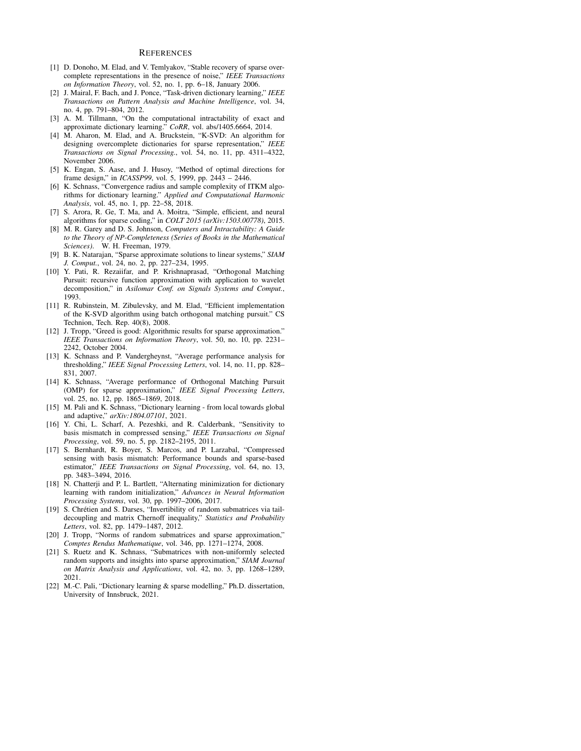# References

[1] D. Donoho, M. Elad, and V. Temlyakov, "Stable recovery of sparse overcomplete representations in the presence of noise," *IEEE Transactions on Information Theory*, vol. 52, no. 1, pp. 6–18, January 2006.

[2] J. Mairal, F. Bach, and J. Ponce, "Task-driven dictionary learning," *IEEE Transactions on Pattern Analysis and Machine Intelligence*, vol. 34, no. 4, pp. 791–804, 2012.

[3] A. M. Tillmann, "On the computational intractability of exact and approximate dictionary learning." *CoRR*, vol. abs/1405.6664, 2014.

[4] M. Aharon, M. Elad, and A. Bruckstein, "K-SVD: An algorithm for designing overcomplete dictionaries for sparse representation," *IEEE Transactions on Signal Processing.*, vol. 54, no. 11, pp. 4311–4322, November 2006.

[5] K. Engan, S. Aase, and J. Husoy, "Method of optimal directions for frame design," in *ICASSP99*, vol. 5, 1999, pp. 2443 – 2446.

[6] K. Schnass, "Convergence radius and sample complexity of ITKM algorithms for dictionary learning," *Applied and Computational Harmonic Analysis*, vol. 45, no. 1, pp. 22–58, 2018.

[7] S. Arora, R. Ge, T. Ma, and A. Moitra, "Simple, efficient, and neural algorithms for sparse coding," in *COLT 2015 (arXiv:1503.00778)*, 2015.

[8] M. R. Garey and D. S. Johnson, *Computers and Intractability: A Guide to the Theory of NP-Completeness (Series of Books in the Mathematical Sciences)*. W. H. Freeman, 1979.

[9] B. K. Natarajan, "Sparse approximate solutions to linear systems," *SIAM J. Comput.*, vol. 24, no. 2, pp. 227–234, 1995.

[10] Y. Pati, R. Rezaiifar, and P. Krishnaprasad, "Orthogonal Matching Pursuit: recursive function approximation with application to wavelet decomposition," in *Asilomar Conf. on Signals Systems and Comput.*, 1993.

[11] R. Rubinstein, M. Zibulevsky, and M. Elad, "Efficient implementation of the K-SVD algorithm using batch orthogonal matching pursuit." CS Technion, Tech. Rep. 40(8), 2008.

[12] J. Tropp, "Greed is good: Algorithmic results for sparse approximation." *IEEE Transactions on Information Theory*, vol. 50, no. 10, pp. 2231–2242, October 2004.

[13] K. Schnass and P. Vandergheynst, "Average performance analysis for thresholding," *IEEE Signal Processing Letters*, vol. 14, no. 11, pp. 828–831, 2007.

[14] K. Schnass, "Average performance of Orthogonal Matching Pursuit (OMP) for sparse approximation," *IEEE Signal Processing Letters*, vol. 25, no. 12, pp. 1865–1869, 2018.

[15] M. Pali and K. Schnass, "Dictionary learning - from local towards global and adaptive," *arXiv:1804.07101*, 2021.

[16] Y. Chi, L. Scharf, A. Pezeshki, and R. Calderbank, "Sensitivity to basis mismatch in compressed sensing," *IEEE Transactions on Signal Processing*, vol. 59, no. 5, pp. 2182–2195, 2011.

[17] S. Bernhardt, R. Boyer, S. Marcos, and P. Larzabal, "Compressed sensing with basis mismatch: Performance bounds and sparse-based estimator," *IEEE Transactions on Signal Processing*, vol. 64, no. 13, pp. 3483–3494, 2016.

[18] N. Chatterji and P. L. Bartlett, "Alternating minimization for dictionary learning with random initialization," *Advances in Neural Information Processing Systems*, vol. 30, pp. 1997–2006, 2017.

[19] S. Chrétien and S. Darses, "Invertibility of random submatrices via tail-decoupling and matrix Chernoff inequality," *Statistics and Probability Letters*, vol. 82, pp. 1479–1487, 2012.

[20] J. Tropp, "Norms of random submatrices and sparse approximation," *Comptes Rendus Mathematique*, vol. 346, pp. 1271–1274, 2008.

[21] S. Ruetz and K. Schnass, "Submatrices with non-uniformly selected random supports and insights into sparse approximation," *SIAM Journal on Matrix Analysis and Applications*, vol. 42, no. 3, pp. 1268–1289, 2021.

[22] M.-C. Pali, "Dictionary learning & sparse modelling," Ph.D. dissertation, University of Innsbruck, 2021.